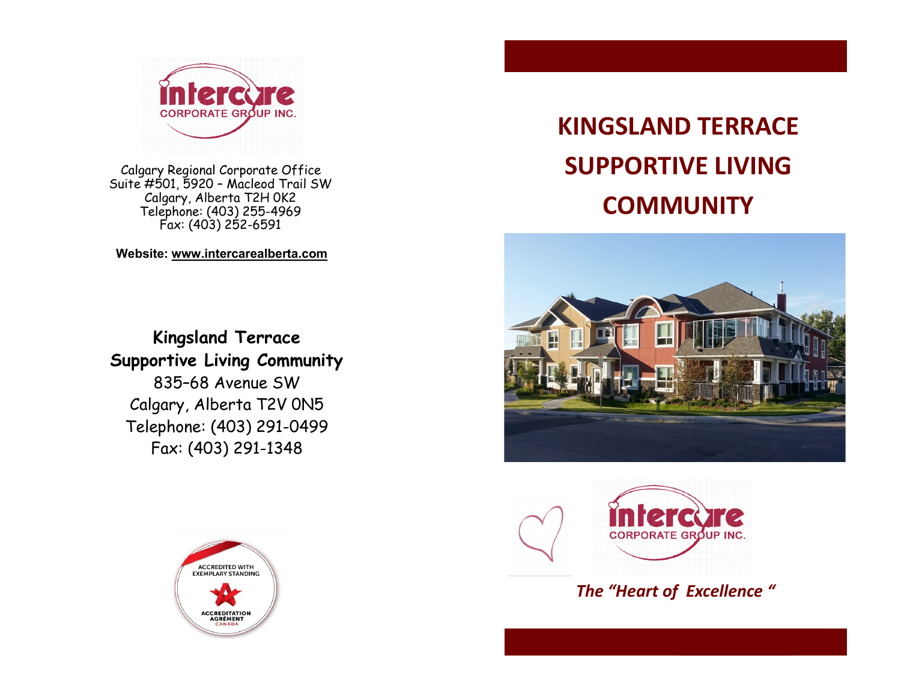intercare
CORPORATE GROUP INC.

Calgary Regional Corporate Office
Suite #501, 5920 – Macleod Trail SW
Calgary, Alberta T2H 0K2
Telephone: (403) 255-4969
Fax: (403) 252-6591

**Website: www.intercarealberta.com**

**Kingsland Terrace**
**Supportive Living Community**
835–68 Avenue SW
Calgary, Alberta T2V 0N5
Telephone: (403) 291-0499
Fax: (403) 291-1348

ACCREDITED WITH EXEMPLARY STANDING
ACCREDITATION AGRÉMENT CANADA

# KINGSLAND TERRACE SUPPORTIVE LIVING COMMUNITY

intercare
CORPORATE GROUP INC.

*The "Heart of Excellence "*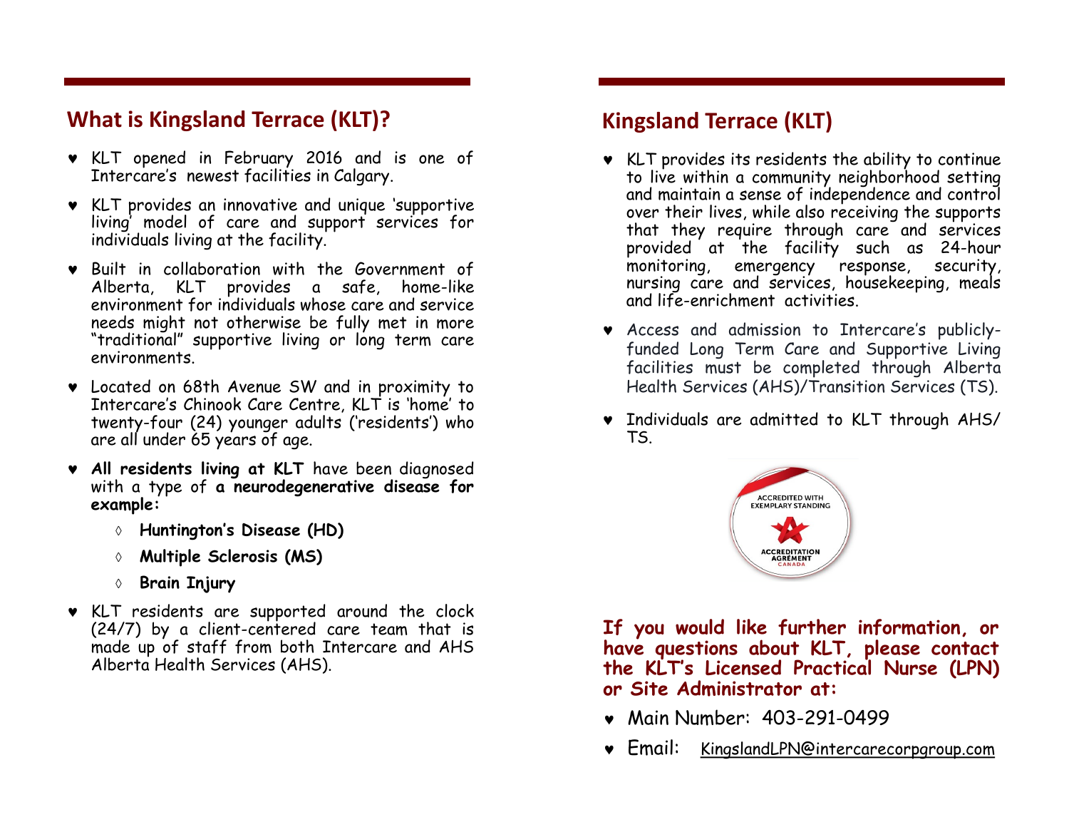## What is Kingsland Terrace (KLT)?

- KLT opened in February 2016 and is one of Intercare's newest facilities in Calgary.
- KLT provides an innovative and unique 'supportive living' model of care and support services for individuals living at the facility.
- Built in collaboration with the Government of Alberta, KLT provides a safe, home-like environment for individuals whose care and service needs might not otherwise be fully met in more "traditional" supportive living or long term care environments.
- Located on 68th Avenue SW and in proximity to Intercare's Chinook Care Centre, KLT is 'home' to twenty-four (24) younger adults ('residents') who are all under 65 years of age.
- **All residents living at KLT** have been diagnosed with a type of **a neurodegenerative disease for example:**
  - **Huntington's Disease (HD)**
  - **Multiple Sclerosis (MS)**
  - **Brain Injury**
- KLT residents are supported around the clock (24/7) by a client-centered care team that is made up of staff from both Intercare and AHS Alberta Health Services (AHS).

## Kingsland Terrace (KLT)

- KLT provides its residents the ability to continue to live within a community neighborhood setting and maintain a sense of independence and control over their lives, while also receiving the supports that they require through care and services provided at the facility such as 24-hour monitoring, emergency response, security, nursing care and services, housekeeping, meals and life-enrichment activities.
- Access and admission to Intercare's publicly-funded Long Term Care and Supportive Living facilities must be completed through Alberta Health Services (AHS)/Transition Services (TS).
- Individuals are admitted to KLT through AHS/TS.

ACCREDITED WITH EXEMPLARY STANDING
ACCREDITATION AGRÉMENT CANADA

**If you would like further information, or have questions about KLT, please contact the KLT's Licensed Practical Nurse (LPN) or Site Administrator at:**

- Main Number: 403-291-0499
- Email: KingslandLPN@intercarecorpgroup.com